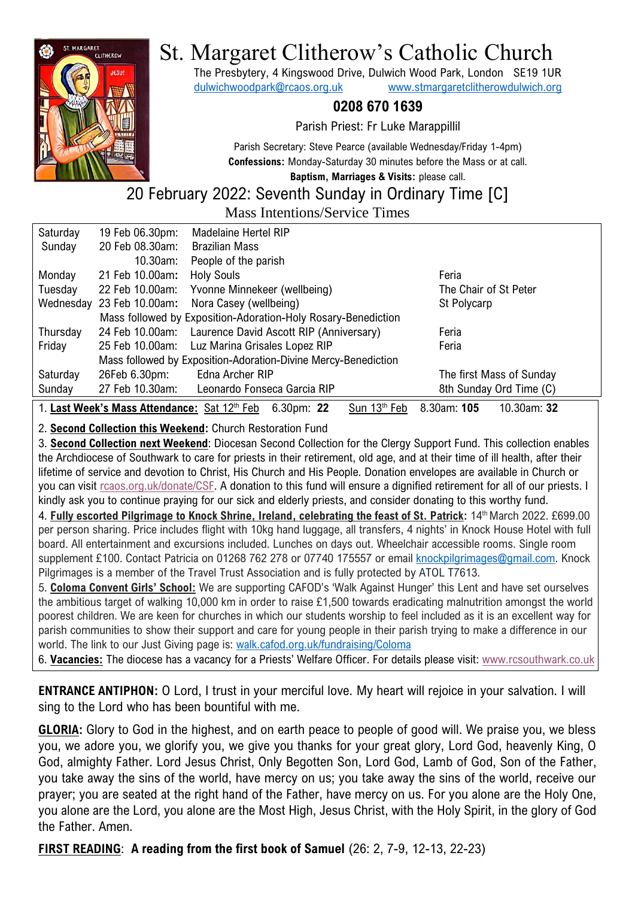# St. Margaret Clitherow's Catholic Church

The Presbytery, 4 Kingswood Drive, Dulwich Wood Park, London SE19 1UR
dulwichwoodpark@rcaos.org.uk www.stmargaretclitherowdulwich.org

**0208 670 1639**

Parish Priest: Fr Luke Marappillil

Parish Secretary: Steve Pearce (available Wednesday/Friday 1-4pm)
**Confessions:** Monday-Saturday 30 minutes before the Mass or at call.
**Baptism, Marriages & Visits:** please call.

## 20 February 2022: Seventh Sunday in Ordinary Time [C]

### Mass Intentions/Service Times

| | | | |
|---|---|---|---|
| Saturday | 19 Feb 06.30pm: | Madelaine Hertel RIP | |
| Sunday | 20 Feb 08.30am: | Brazilian Mass | |
| | 10.30am: | People of the parish | |
| Monday | 21 Feb 10.00am: | Holy Souls | Feria |
| Tuesday | 22 Feb 10.00am: | Yvonne Minnekeer (wellbeing) | The Chair of St Peter |
| Wednesday | 23 Feb 10.00am: | Nora Casey (wellbeing) | St Polycarp |
| | Mass followed by Exposition-Adoration-Holy Rosary-Benediction | | |
| Thursday | 24 Feb 10.00am: | Laurence David Ascott RIP (Anniversary) | Feria |
| Friday | 25 Feb 10.00am: | Luz Marina Grisales Lopez RIP | Feria |
| | Mass followed by Exposition-Adoration-Divine Mercy-Benediction | | |
| Saturday | 26Feb 6.30pm: | Edna Archer RIP | The first Mass of Sunday |
| Sunday | 27 Feb 10.30am: | Leonardo Fonseca Garcia RIP | 8th Sunday Ord Time (C) |

1. **Last Week's Mass Attendance:** Sat 12th Feb 6.30pm: **22** Sun 13th Feb 8.30am: **105** 10.30am: **32**

2. **Second Collection this Weekend:** Church Restoration Fund

3. **Second Collection next Weekend**: Diocesan Second Collection for the Clergy Support Fund. This collection enables the Archdiocese of Southwark to care for priests in their retirement, old age, and at their time of ill health, after their lifetime of service and devotion to Christ, His Church and His People. Donation envelopes are available in Church or you can visit rcaos.org.uk/donate/CSF. A donation to this fund will ensure a dignified retirement for all of our priests. I kindly ask you to continue praying for our sick and elderly priests, and consider donating to this worthy fund.

4. **Fully escorted Pilgrimage to Knock Shrine, Ireland, celebrating the feast of St. Patrick:** 14th March 2022. £699.00 per person sharing. Price includes flight with 10kg hand luggage, all transfers, 4 nights' in Knock House Hotel with full board. All entertainment and excursions included. Lunches on days out. Wheelchair accessible rooms. Single room supplement £100. Contact Patricia on 01268 762 278 or 07740 175557 or email knockpilgrimages@gmail.com. Knock Pilgrimages is a member of the Travel Trust Association and is fully protected by ATOL T7613.

5. **Coloma Convent Girls' School:** We are supporting CAFOD's 'Walk Against Hunger' this Lent and have set ourselves the ambitious target of walking 10,000 km in order to raise £1,500 towards eradicating malnutrition amongst the world poorest children. We are keen for churches in which our students worship to feel included as it is an excellent way for parish communities to show their support and care for young people in their parish trying to make a difference in our world. The link to our Just Giving page is: walk.cafod.org.uk/fundraising/Coloma

6. **Vacancies:** The diocese has a vacancy for a Priests' Welfare Officer. For details please visit: www.rcsouthwark.co.uk

**ENTRANCE ANTIPHON:** O Lord, I trust in your merciful love. My heart will rejoice in your salvation. I will sing to the Lord who has been bountiful with me.

**GLORIA:** Glory to God in the highest, and on earth peace to people of good will. We praise you, we bless you, we adore you, we glorify you, we give you thanks for your great glory, Lord God, heavenly King, O God, almighty Father. Lord Jesus Christ, Only Begotten Son, Lord God, Lamb of God, Son of the Father, you take away the sins of the world, have mercy on us; you take away the sins of the world, receive our prayer; you are seated at the right hand of the Father, have mercy on us. For you alone are the Holy One, you alone are the Lord, you alone are the Most High, Jesus Christ, with the Holy Spirit, in the glory of God the Father. Amen.

**FIRST READING**: **A reading from the first book of Samuel** (26: 2, 7-9, 12-13, 22-23)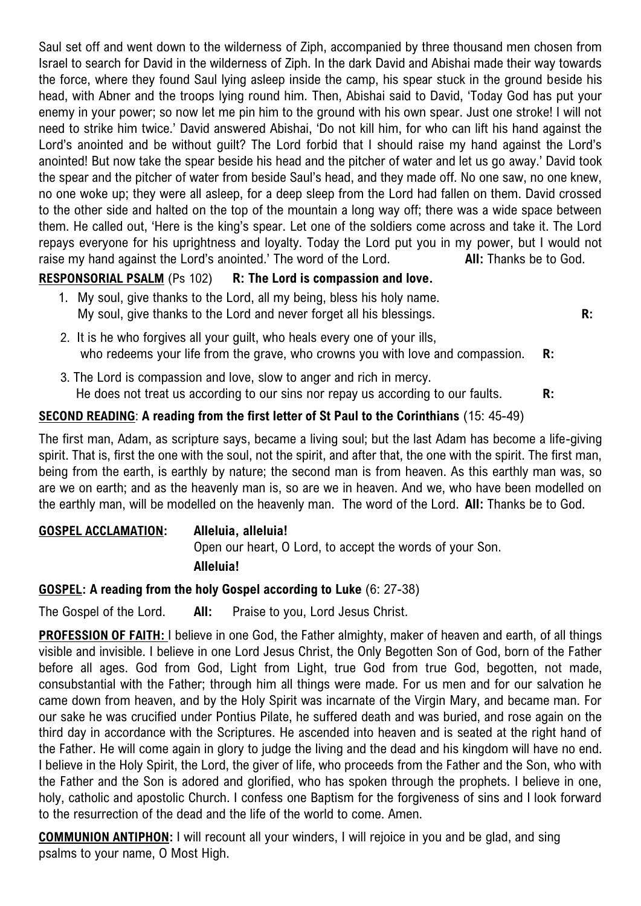Saul set off and went down to the wilderness of Ziph, accompanied by three thousand men chosen from Israel to search for David in the wilderness of Ziph. In the dark David and Abishai made their way towards the force, where they found Saul lying asleep inside the camp, his spear stuck in the ground beside his head, with Abner and the troops lying round him. Then, Abishai said to David, 'Today God has put your enemy in your power; so now let me pin him to the ground with his own spear. Just one stroke! I will not need to strike him twice.' David answered Abishai, 'Do not kill him, for who can lift his hand against the Lord's anointed and be without guilt? The Lord forbid that I should raise my hand against the Lord's anointed! But now take the spear beside his head and the pitcher of water and let us go away.' David took the spear and the pitcher of water from beside Saul's head, and they made off. No one saw, no one knew, no one woke up; they were all asleep, for a deep sleep from the Lord had fallen on them. David crossed to the other side and halted on the top of the mountain a long way off; there was a wide space between them. He called out, 'Here is the king's spear. Let one of the soldiers come across and take it. The Lord repays everyone for his uprightness and loyalty. Today the Lord put you in my power, but I would not raise my hand against the Lord's anointed.' The word of the Lord. **All:** Thanks be to God.

**RESPONSORIAL PSALM** (Ps 102) **R: The Lord is compassion and love.**

1. My soul, give thanks to the Lord, all my being, bless his holy name.
   My soul, give thanks to the Lord and never forget all his blessings. **R:**
2. It is he who forgives all your guilt, who heals every one of your ills,
   who redeems your life from the grave, who crowns you with love and compassion. **R:**
3. The Lord is compassion and love, slow to anger and rich in mercy.
   He does not treat us according to our sins nor repay us according to our faults. **R:**

**SECOND READING**: **A reading from the first letter of St Paul to the Corinthians** (15: 45-49)

The first man, Adam, as scripture says, became a living soul; but the last Adam has become a life-giving spirit. That is, first the one with the soul, not the spirit, and after that, the one with the spirit. The first man, being from the earth, is earthly by nature; the second man is from heaven. As this earthly man was, so are we on earth; and as the heavenly man is, so are we in heaven. And we, who have been modelled on the earthly man, will be modelled on the heavenly man. The word of the Lord. **All:** Thanks be to God.

**GOSPEL ACCLAMATION:** **Alleluia, alleluia!**
Open our heart, O Lord, to accept the words of your Son.
**Alleluia!**

**GOSPEL: A reading from the holy Gospel according to Luke** (6: 27-38)

The Gospel of the Lord. **All:** Praise to you, Lord Jesus Christ.

**PROFESSION OF FAITH:** I believe in one God, the Father almighty, maker of heaven and earth, of all things visible and invisible. I believe in one Lord Jesus Christ, the Only Begotten Son of God, born of the Father before all ages. God from God, Light from Light, true God from true God, begotten, not made, consubstantial with the Father; through him all things were made. For us men and for our salvation he came down from heaven, and by the Holy Spirit was incarnate of the Virgin Mary, and became man. For our sake he was crucified under Pontius Pilate, he suffered death and was buried, and rose again on the third day in accordance with the Scriptures. He ascended into heaven and is seated at the right hand of the Father. He will come again in glory to judge the living and the dead and his kingdom will have no end. I believe in the Holy Spirit, the Lord, the giver of life, who proceeds from the Father and the Son, who with the Father and the Son is adored and glorified, who has spoken through the prophets. I believe in one, holy, catholic and apostolic Church. I confess one Baptism for the forgiveness of sins and I look forward to the resurrection of the dead and the life of the world to come. Amen.

**COMMUNION ANTIPHON:** I will recount all your winders, I will rejoice in you and be glad, and sing psalms to your name, O Most High.